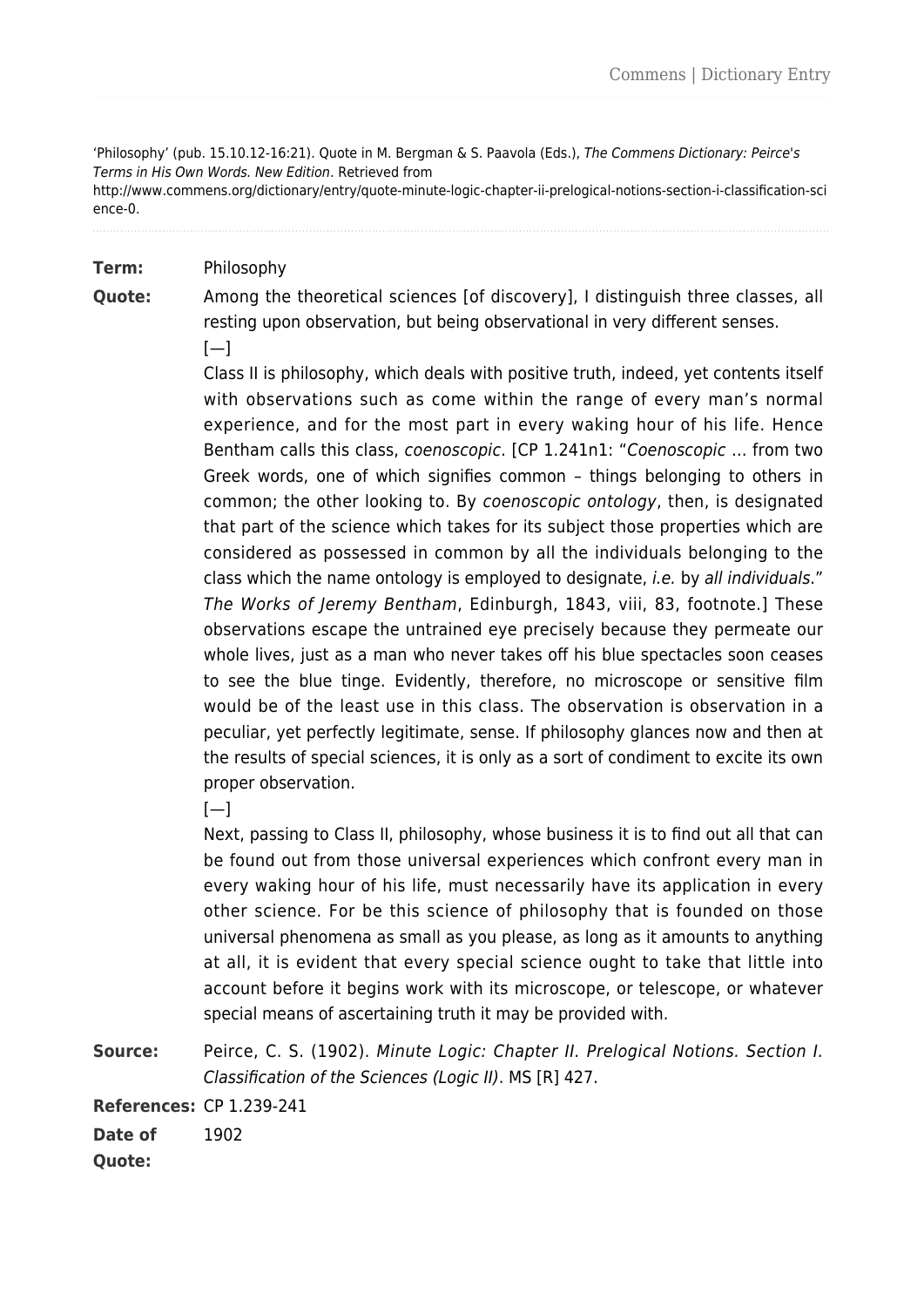'Philosophy' (pub. 15.10.12-16:21). Quote in M. Bergman & S. Paavola (Eds.), *The Commens Dictionary: Peirce's Terms in His Own Words. New Edition*. Retrieved from http://www.commens.org/dictionary/entry/quote-minute-logic-chapter-ii-prelogical-notions-section-i-classification-science-0.

**Term:** Philosophy

**Quote:** Among the theoretical sciences [of discovery], I distinguish three classes, all resting upon observation, but being observational in very different senses.

[—]

Class II is philosophy, which deals with positive truth, indeed, yet contents itself with observations such as come within the range of every man's normal experience, and for the most part in every waking hour of his life. Hence Bentham calls this class, *coenoscopic*. [CP 1.241n1: "*Coenoscopic* ... from two Greek words, one of which signifies common – things belonging to others in common; the other looking to. By *coenoscopic ontology*, then, is designated that part of the science which takes for its subject those properties which are considered as possessed in common by all the individuals belonging to the class which the name ontology is employed to designate, *i.e.* by *all individuals*." *The Works of Jeremy Bentham*, Edinburgh, 1843, viii, 83, footnote.] These observations escape the untrained eye precisely because they permeate our whole lives, just as a man who never takes off his blue spectacles soon ceases to see the blue tinge. Evidently, therefore, no microscope or sensitive film would be of the least use in this class. The observation is observation in a peculiar, yet perfectly legitimate, sense. If philosophy glances now and then at the results of special sciences, it is only as a sort of condiment to excite its own proper observation.

[—]

Next, passing to Class II, philosophy, whose business it is to find out all that can be found out from those universal experiences which confront every man in every waking hour of his life, must necessarily have its application in every other science. For be this science of philosophy that is founded on those universal phenomena as small as you please, as long as it amounts to anything at all, it is evident that every special science ought to take that little into account before it begins work with its microscope, or telescope, or whatever special means of ascertaining truth it may be provided with.

**Source:** Peirce, C. S. (1902). *Minute Logic: Chapter II. Prelogical Notions. Section I. Classification of the Sciences (Logic II)*. MS [R] 427.

**References:** CP 1.239-241

**Date of Quote:** 1902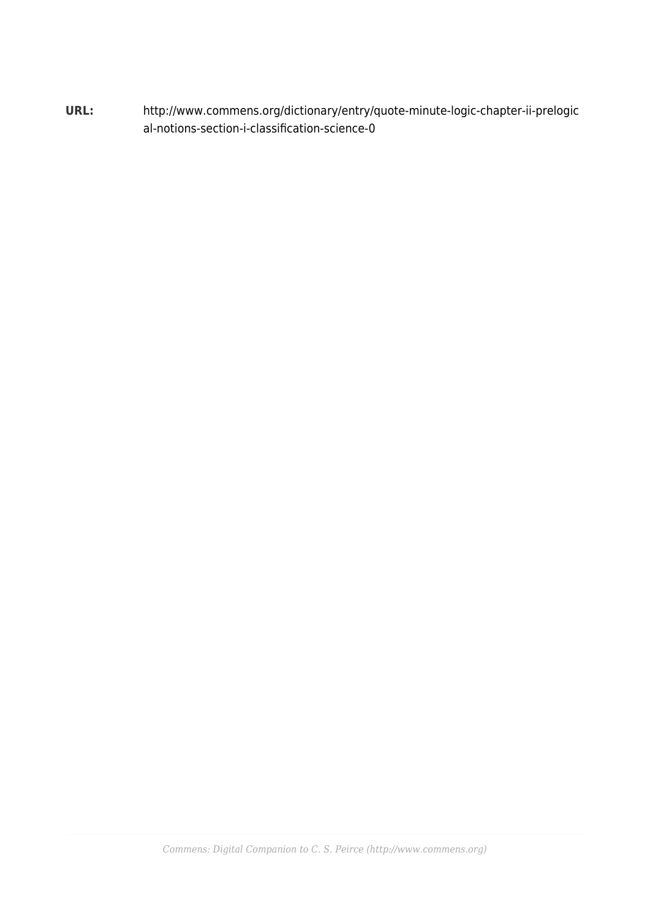**URL:** http://www.commens.org/dictionary/entry/quote-minute-logic-chapter-ii-prelogical-notions-section-i-classification-science-0